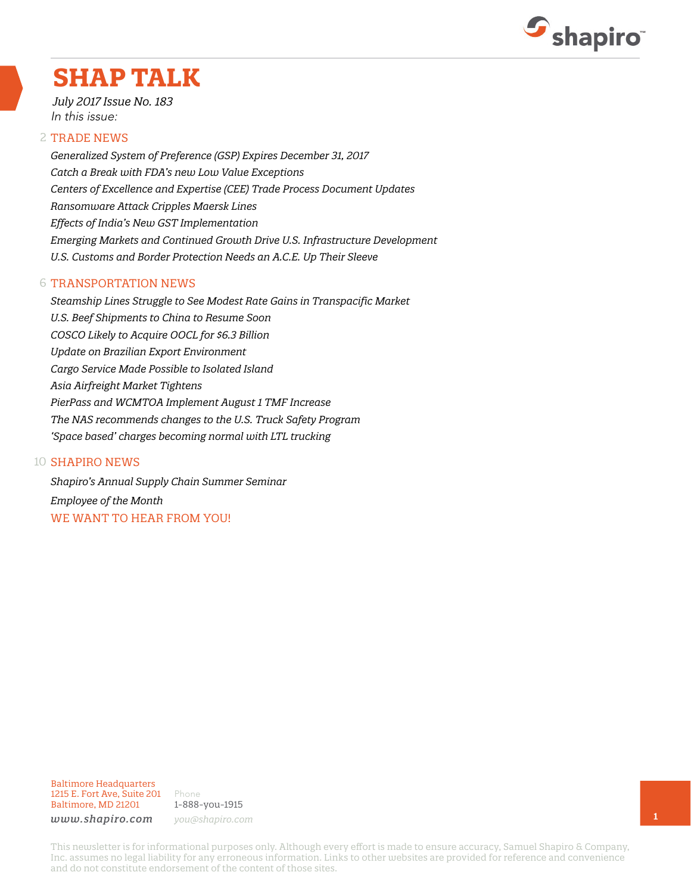# SHAP TALK

*July 2017 Issue No. 183*

*In this issue:*

2 TRADE NEWS

*Generalized System of Preference (GSP) Expires December 31, 2017*
*Catch a Break with FDA's new Low Value Exceptions*
*Centers of Excellence and Expertise (CEE) Trade Process Document Updates*
*Ransomware Attack Cripples Maersk Lines*
*Effects of India's New GST Implementation*
*Emerging Markets and Continued Growth Drive U.S. Infrastructure Development*
*U.S. Customs and Border Protection Needs an A.C.E. Up Their Sleeve*

6 TRANSPORTATION NEWS

*Steamship Lines Struggle to See Modest Rate Gains in Transpacific Market*
*U.S. Beef Shipments to China to Resume Soon*
*COSCO Likely to Acquire OOCL for $6.3 Billion*
*Update on Brazilian Export Environment*
*Cargo Service Made Possible to Isolated Island*
*Asia Airfreight Market Tightens*
*PierPass and WCMTOA Implement August 1 TMF Increase*
*The NAS recommends changes to the U.S. Truck Safety Program*
*'Space based' charges becoming normal with LTL trucking*

10 SHAPIRO NEWS

*Shapiro's Annual Supply Chain Summer Seminar*
*Employee of the Month*
WE WANT TO HEAR FROM YOU!

Baltimore Headquarters
1215 E. Fort Ave, Suite 201
Baltimore, MD 21201
*www.shapiro.com*

Phone
1-888-you-1915
*you@shapiro.com*

This newsletter is for informational purposes only. Although every effort is made to ensure accuracy, Samuel Shapiro & Company, Inc. assumes no legal liability for any erroneous information. Links to other websites are provided for reference and convenience and do not constitute endorsement of the content of those sites.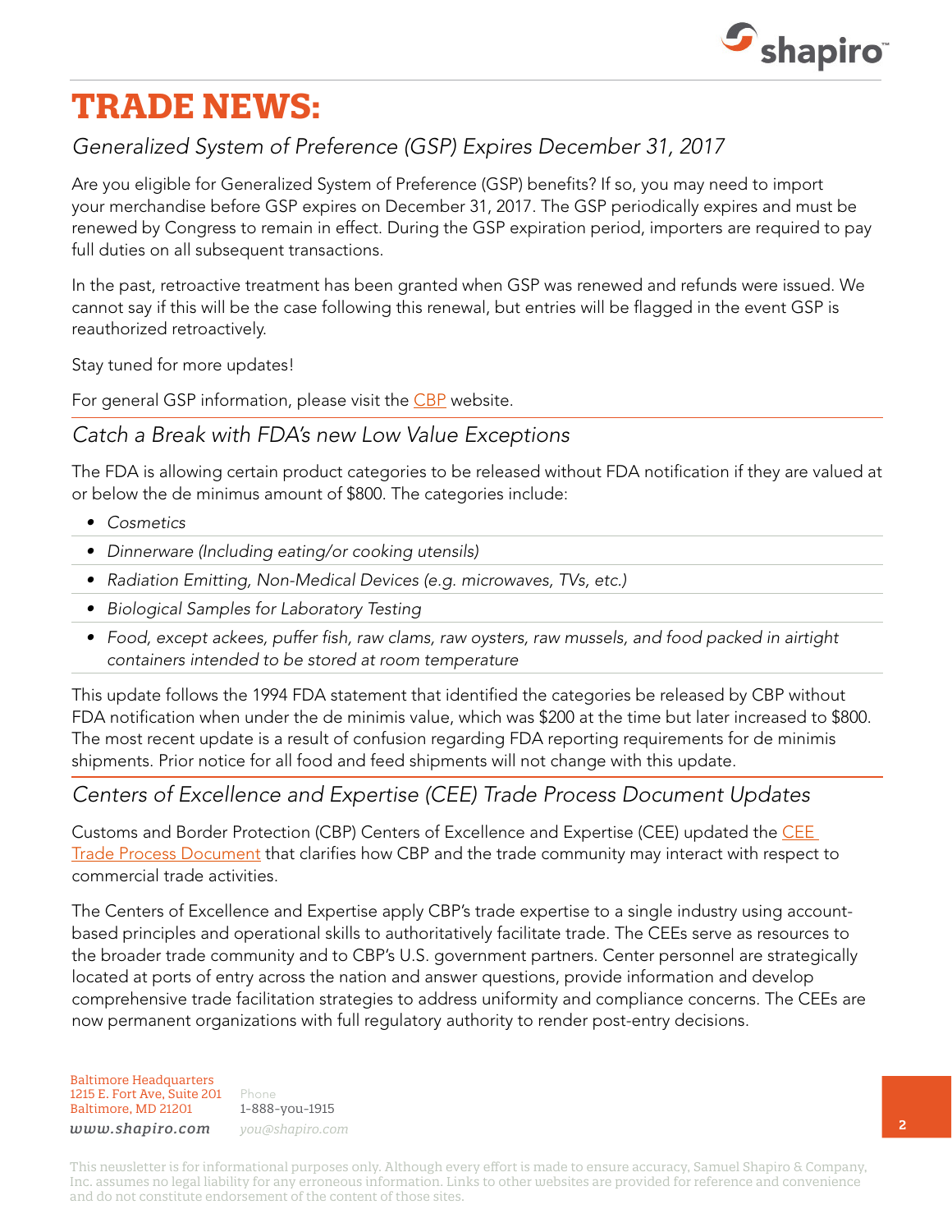# TRADE NEWS:

## *Generalized System of Preference (GSP) Expires December 31, 2017*

Are you eligible for Generalized System of Preference (GSP) benefits? If so, you may need to import your merchandise before GSP expires on December 31, 2017. The GSP periodically expires and must be renewed by Congress to remain in effect. During the GSP expiration period, importers are required to pay full duties on all subsequent transactions.

In the past, retroactive treatment has been granted when GSP was renewed and refunds were issued. We cannot say if this will be the case following this renewal, but entries will be flagged in the event GSP is reauthorized retroactively.

Stay tuned for more updates!

For general GSP information, please visit the CBP website.

## *Catch a Break with FDA's new Low Value Exceptions*

The FDA is allowing certain product categories to be released without FDA notification if they are valued at or below the de minimus amount of $800. The categories include:

- *Cosmetics*
- *Dinnerware (Including eating/or cooking utensils)*
- *Radiation Emitting, Non-Medical Devices (e.g. microwaves, TVs, etc.)*
- *Biological Samples for Laboratory Testing*
- *Food, except ackees, puffer fish, raw clams, raw oysters, raw mussels, and food packed in airtight containers intended to be stored at room temperature*

This update follows the 1994 FDA statement that identified the categories be released by CBP without FDA notification when under the de minimis value, which was $200 at the time but later increased to $800. The most recent update is a result of confusion regarding FDA reporting requirements for de minimis shipments. Prior notice for all food and feed shipments will not change with this update.

## *Centers of Excellence and Expertise (CEE) Trade Process Document Updates*

Customs and Border Protection (CBP) Centers of Excellence and Expertise (CEE) updated the CEE Trade Process Document that clarifies how CBP and the trade community may interact with respect to commercial trade activities.

The Centers of Excellence and Expertise apply CBP's trade expertise to a single industry using account-based principles and operational skills to authoritatively facilitate trade. The CEEs serve as resources to the broader trade community and to CBP's U.S. government partners. Center personnel are strategically located at ports of entry across the nation and answer questions, provide information and develop comprehensive trade facilitation strategies to address uniformity and compliance concerns. The CEEs are now permanent organizations with full regulatory authority to render post-entry decisions.

Baltimore Headquarters
1215 E. Fort Ave, Suite 201
Baltimore, MD 21201
www.shapiro.com

Phone
1-888-you-1915
you@shapiro.com

This newsletter is for informational purposes only. Although every effort is made to ensure accuracy, Samuel Shapiro & Company, Inc. assumes no legal liability for any erroneous information. Links to other websites are provided for reference and convenience and do not constitute endorsement of the content of those sites.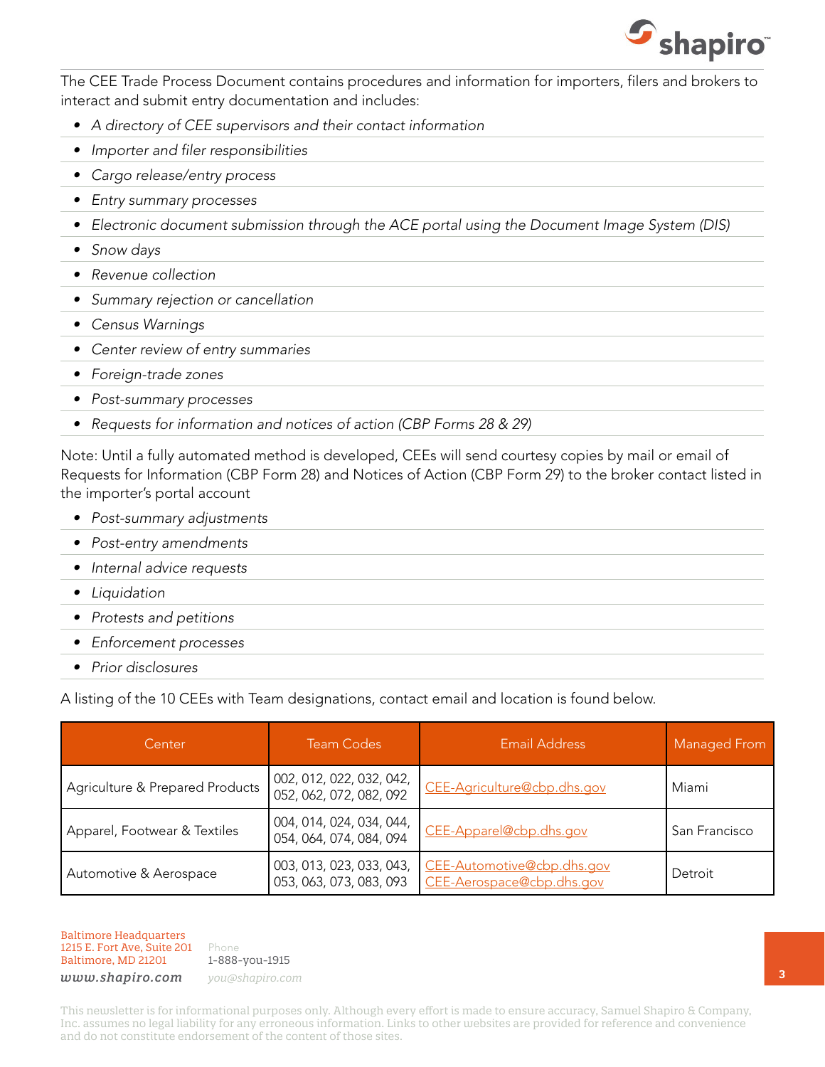The CEE Trade Process Document contains procedures and information for importers, filers and brokers to interact and submit entry documentation and includes:

- *A directory of CEE supervisors and their contact information*
- *Importer and filer responsibilities*
- *Cargo release/entry process*
- *Entry summary processes*
- *Electronic document submission through the ACE portal using the Document Image System (DIS)*
- *Snow days*
- *Revenue collection*
- *Summary rejection or cancellation*
- *Census Warnings*
- *Center review of entry summaries*
- *Foreign-trade zones*
- *Post-summary processes*
- *Requests for information and notices of action (CBP Forms 28 & 29)*

Note: Until a fully automated method is developed, CEEs will send courtesy copies by mail or email of Requests for Information (CBP Form 28) and Notices of Action (CBP Form 29) to the broker contact listed in the importer's portal account

- *Post-summary adjustments*
- *Post-entry amendments*
- *Internal advice requests*
- *Liquidation*
- *Protests and petitions*
- *Enforcement processes*
- *Prior disclosures*

A listing of the 10 CEEs with Team designations, contact email and location is found below.

| Center | Team Codes | Email Address | Managed From |
|---|---|---|---|
| Agriculture & Prepared Products | 002, 012, 022, 032, 042, 052, 062, 072, 082, 092 | CEE-Agriculture@cbp.dhs.gov | Miami |
| Apparel, Footwear & Textiles | 004, 014, 024, 034, 044, 054, 064, 074, 084, 094 | CEE-Apparel@cbp.dhs.gov | San Francisco |
| Automotive & Aerospace | 003, 013, 023, 033, 043, 053, 063, 073, 083, 093 | CEE-Automotive@cbp.dhs.gov CEE-Aerospace@cbp.dhs.gov | Detroit |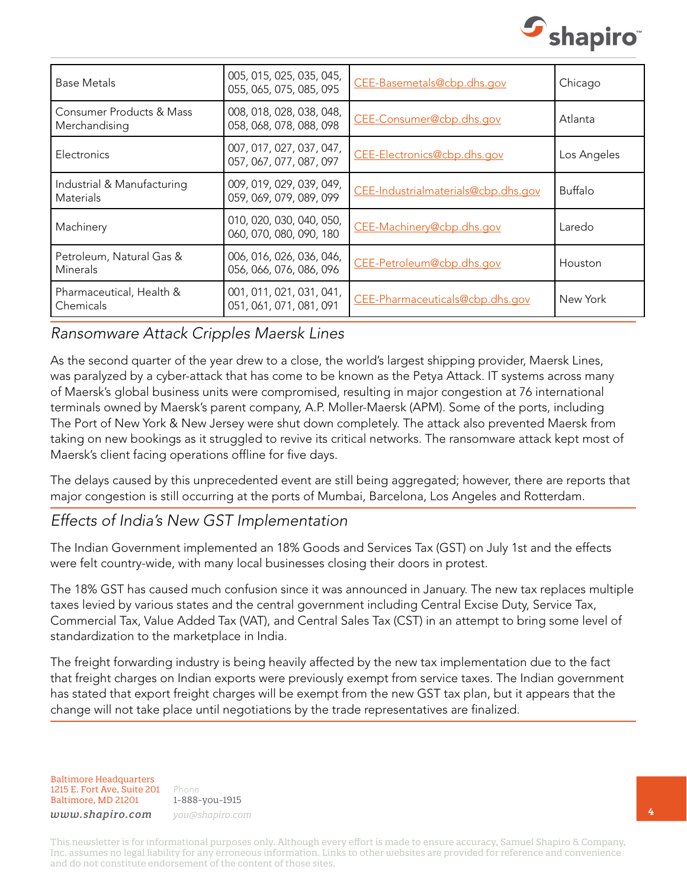| Base Metals | 005, 015, 025, 035, 045, 055, 065, 075, 085, 095 | CEE-Basemetals@cbp.dhs.gov | Chicago |
|---|---|---|---|
| Consumer Products & Mass Merchandising | 008, 018, 028, 038, 048, 058, 068, 078, 088, 098 | CEE-Consumer@cbp.dhs.gov | Atlanta |
| Electronics | 007, 017, 027, 037, 047, 057, 067, 077, 087, 097 | CEE-Electronics@cbp.dhs.gov | Los Angeles |
| Industrial & Manufacturing Materials | 009, 019, 029, 039, 049, 059, 069, 079, 089, 099 | CEE-Industrialmaterials@cbp.dhs.gov | Buffalo |
| Machinery | 010, 020, 030, 040, 050, 060, 070, 080, 090, 180 | CEE-Machinery@cbp.dhs.gov | Laredo |
| Petroleum, Natural Gas & Minerals | 006, 016, 026, 036, 046, 056, 066, 076, 086, 096 | CEE-Petroleum@cbp.dhs.gov | Houston |
| Pharmaceutical, Health & Chemicals | 001, 011, 021, 031, 041, 051, 061, 071, 081, 091 | CEE-Pharmaceuticals@cbp.dhs.gov | New York |

## *Ransomware Attack Cripples Maersk Lines*

As the second quarter of the year drew to a close, the world's largest shipping provider, Maersk Lines, was paralyzed by a cyber-attack that has come to be known as the Petya Attack. IT systems across many of Maersk's global business units were compromised, resulting in major congestion at 76 international terminals owned by Maersk's parent company, A.P. Moller-Maersk (APM). Some of the ports, including The Port of New York & New Jersey were shut down completely. The attack also prevented Maersk from taking on new bookings as it struggled to revive its critical networks. The ransomware attack kept most of Maersk's client facing operations offline for five days.

The delays caused by this unprecedented event are still being aggregated; however, there are reports that major congestion is still occurring at the ports of Mumbai, Barcelona, Los Angeles and Rotterdam.

## *Effects of India's New GST Implementation*

The Indian Government implemented an 18% Goods and Services Tax (GST) on July 1st and the effects were felt country-wide, with many local businesses closing their doors in protest.

The 18% GST has caused much confusion since it was announced in January. The new tax replaces multiple taxes levied by various states and the central government including Central Excise Duty, Service Tax, Commercial Tax, Value Added Tax (VAT), and Central Sales Tax (CST) in an attempt to bring some level of standardization to the marketplace in India.

The freight forwarding industry is being heavily affected by the new tax implementation due to the fact that freight charges on Indian exports were previously exempt from service taxes. The Indian government has stated that export freight charges will be exempt from the new GST tax plan, but it appears that the change will not take place until negotiations by the trade representatives are finalized.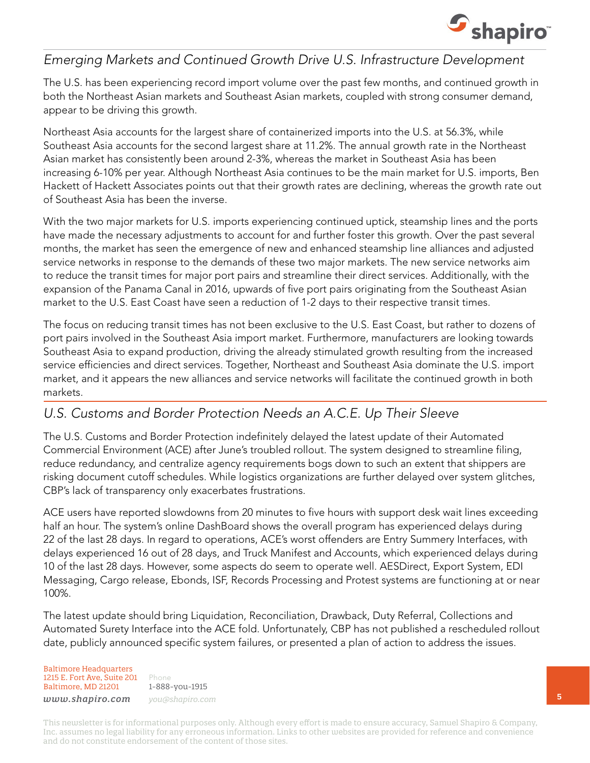## *Emerging Markets and Continued Growth Drive U.S. Infrastructure Development*

The U.S. has been experiencing record import volume over the past few months, and continued growth in both the Northeast Asian markets and Southeast Asian markets, coupled with strong consumer demand, appear to be driving this growth.

Northeast Asia accounts for the largest share of containerized imports into the U.S. at 56.3%, while Southeast Asia accounts for the second largest share at 11.2%. The annual growth rate in the Northeast Asian market has consistently been around 2-3%, whereas the market in Southeast Asia has been increasing 6-10% per year. Although Northeast Asia continues to be the main market for U.S. imports, Ben Hackett of Hackett Associates points out that their growth rates are declining, whereas the growth rate out of Southeast Asia has been the inverse.

With the two major markets for U.S. imports experiencing continued uptick, steamship lines and the ports have made the necessary adjustments to account for and further foster this growth. Over the past several months, the market has seen the emergence of new and enhanced steamship line alliances and adjusted service networks in response to the demands of these two major markets. The new service networks aim to reduce the transit times for major port pairs and streamline their direct services. Additionally, with the expansion of the Panama Canal in 2016, upwards of five port pairs originating from the Southeast Asian market to the U.S. East Coast have seen a reduction of 1-2 days to their respective transit times.

The focus on reducing transit times has not been exclusive to the U.S. East Coast, but rather to dozens of port pairs involved in the Southeast Asia import market. Furthermore, manufacturers are looking towards Southeast Asia to expand production, driving the already stimulated growth resulting from the increased service efficiencies and direct services. Together, Northeast and Southeast Asia dominate the U.S. import market, and it appears the new alliances and service networks will facilitate the continued growth in both markets.

## *U.S. Customs and Border Protection Needs an A.C.E. Up Their Sleeve*

The U.S. Customs and Border Protection indefinitely delayed the latest update of their Automated Commercial Environment (ACE) after June's troubled rollout. The system designed to streamline filing, reduce redundancy, and centralize agency requirements bogs down to such an extent that shippers are risking document cutoff schedules. While logistics organizations are further delayed over system glitches, CBP's lack of transparency only exacerbates frustrations.

ACE users have reported slowdowns from 20 minutes to five hours with support desk wait lines exceeding half an hour. The system's online DashBoard shows the overall program has experienced delays during 22 of the last 28 days. In regard to operations, ACE's worst offenders are Entry Summery Interfaces, with delays experienced 16 out of 28 days, and Truck Manifest and Accounts, which experienced delays during 10 of the last 28 days. However, some aspects do seem to operate well. AESDirect, Export System, EDI Messaging, Cargo release, Ebonds, ISF, Records Processing and Protest systems are functioning at or near 100%.

The latest update should bring Liquidation, Reconciliation, Drawback, Duty Referral, Collections and Automated Surety Interface into the ACE fold. Unfortunately, CBP has not published a rescheduled rollout date, publicly announced specific system failures, or presented a plan of action to address the issues.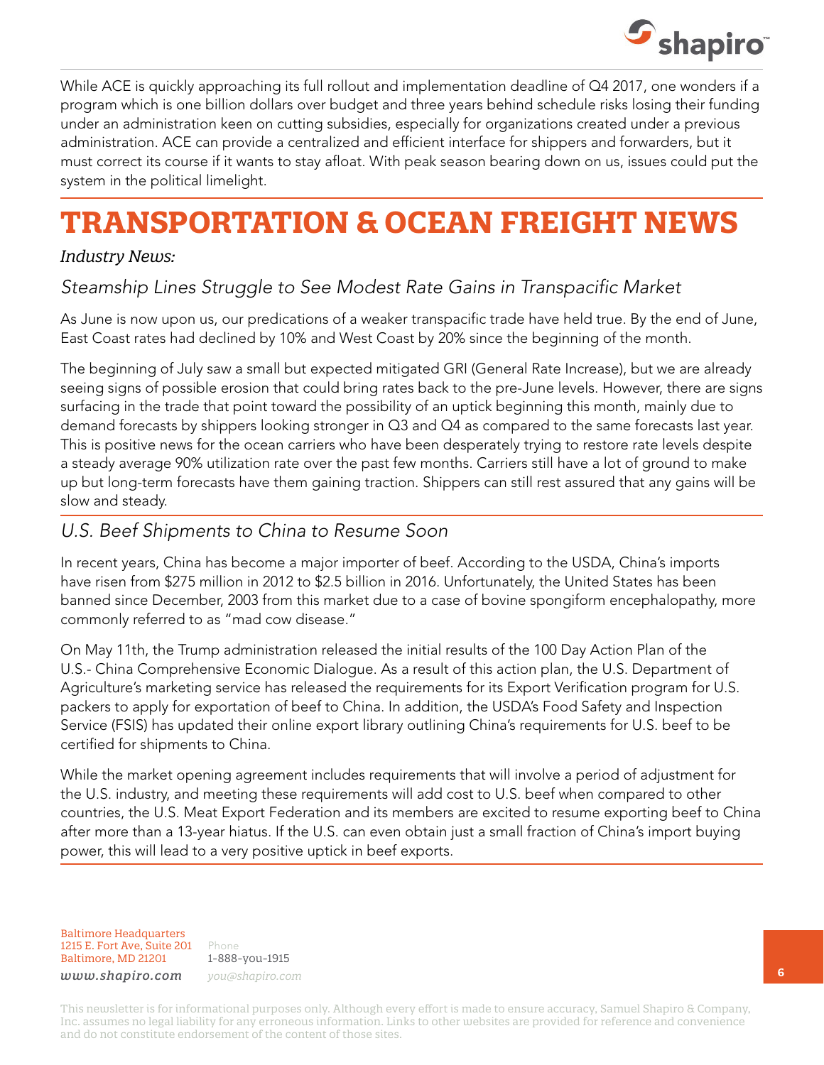While ACE is quickly approaching its full rollout and implementation deadline of Q4 2017, one wonders if a program which is one billion dollars over budget and three years behind schedule risks losing their funding under an administration keen on cutting subsidies, especially for organizations created under a previous administration. ACE can provide a centralized and efficient interface for shippers and forwarders, but it must correct its course if it wants to stay afloat. With peak season bearing down on us, issues could put the system in the political limelight.

# TRANSPORTATION & OCEAN FREIGHT NEWS

*Industry News:*

## *Steamship Lines Struggle to See Modest Rate Gains in Transpacific Market*

As June is now upon us, our predications of a weaker transpacific trade have held true. By the end of June, East Coast rates had declined by 10% and West Coast by 20% since the beginning of the month.

The beginning of July saw a small but expected mitigated GRI (General Rate Increase), but we are already seeing signs of possible erosion that could bring rates back to the pre-June levels. However, there are signs surfacing in the trade that point toward the possibility of an uptick beginning this month, mainly due to demand forecasts by shippers looking stronger in Q3 and Q4 as compared to the same forecasts last year. This is positive news for the ocean carriers who have been desperately trying to restore rate levels despite a steady average 90% utilization rate over the past few months. Carriers still have a lot of ground to make up but long-term forecasts have them gaining traction. Shippers can still rest assured that any gains will be slow and steady.

## *U.S. Beef Shipments to China to Resume Soon*

In recent years, China has become a major importer of beef. According to the USDA, China's imports have risen from $275 million in 2012 to $2.5 billion in 2016. Unfortunately, the United States has been banned since December, 2003 from this market due to a case of bovine spongiform encephalopathy, more commonly referred to as "mad cow disease."

On May 11th, the Trump administration released the initial results of the 100 Day Action Plan of the U.S.- China Comprehensive Economic Dialogue. As a result of this action plan, the U.S. Department of Agriculture's marketing service has released the requirements for its Export Verification program for U.S. packers to apply for exportation of beef to China. In addition, the USDA's Food Safety and Inspection Service (FSIS) has updated their online export library outlining China's requirements for U.S. beef to be certified for shipments to China.

While the market opening agreement includes requirements that will involve a period of adjustment for the U.S. industry, and meeting these requirements will add cost to U.S. beef when compared to other countries, the U.S. Meat Export Federation and its members are excited to resume exporting beef to China after more than a 13-year hiatus. If the U.S. can even obtain just a small fraction of China's import buying power, this will lead to a very positive uptick in beef exports.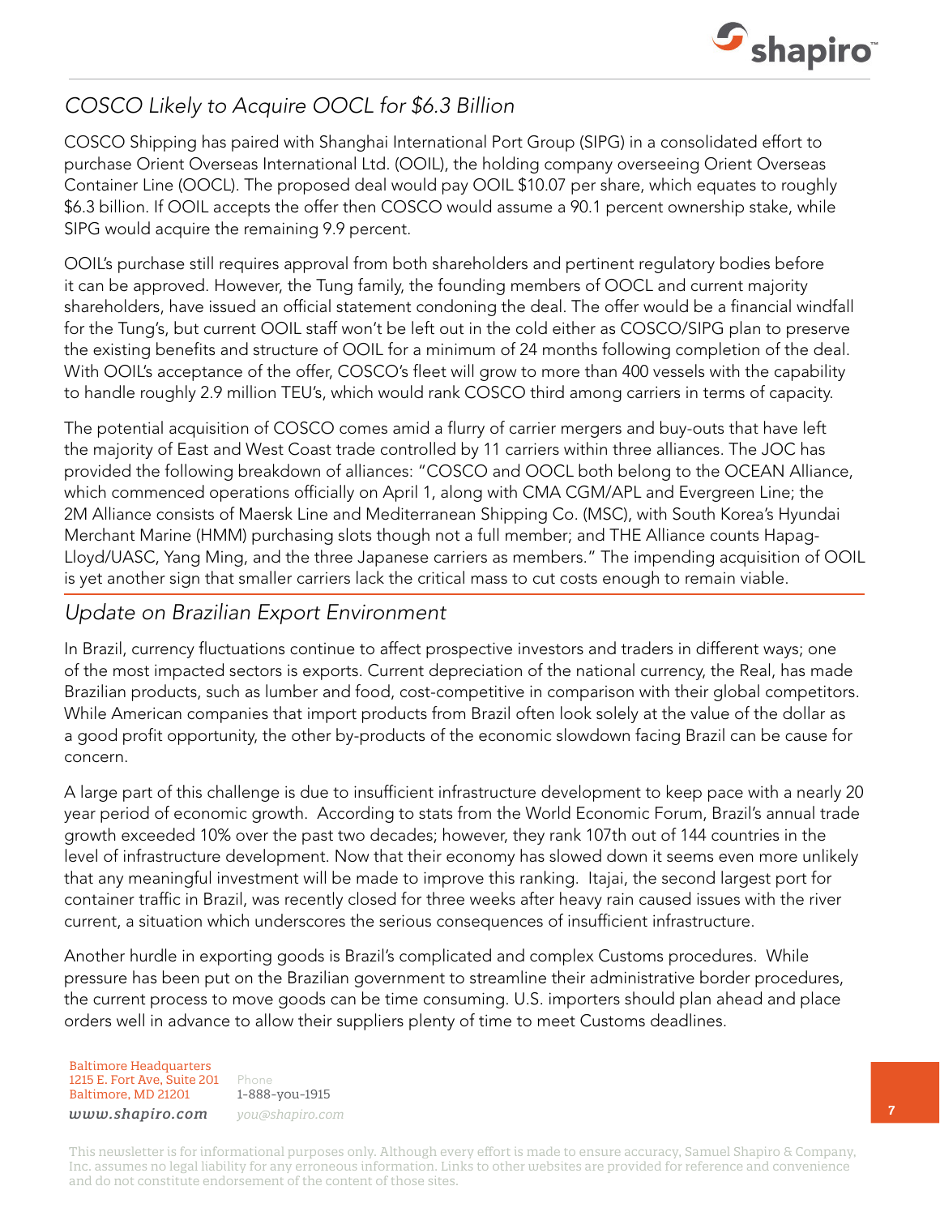## *COSCO Likely to Acquire OOCL for $6.3 Billion*

COSCO Shipping has paired with Shanghai International Port Group (SIPG) in a consolidated effort to purchase Orient Overseas International Ltd. (OOIL), the holding company overseeing Orient Overseas Container Line (OOCL). The proposed deal would pay OOIL $10.07 per share, which equates to roughly $6.3 billion. If OOIL accepts the offer then COSCO would assume a 90.1 percent ownership stake, while SIPG would acquire the remaining 9.9 percent.

OOIL's purchase still requires approval from both shareholders and pertinent regulatory bodies before it can be approved. However, the Tung family, the founding members of OOCL and current majority shareholders, have issued an official statement condoning the deal. The offer would be a financial windfall for the Tung's, but current OOIL staff won't be left out in the cold either as COSCO/SIPG plan to preserve the existing benefits and structure of OOIL for a minimum of 24 months following completion of the deal. With OOIL's acceptance of the offer, COSCO's fleet will grow to more than 400 vessels with the capability to handle roughly 2.9 million TEU's, which would rank COSCO third among carriers in terms of capacity.

The potential acquisition of COSCO comes amid a flurry of carrier mergers and buy-outs that have left the majority of East and West Coast trade controlled by 11 carriers within three alliances. The JOC has provided the following breakdown of alliances: "COSCO and OOCL both belong to the OCEAN Alliance, which commenced operations officially on April 1, along with CMA CGM/APL and Evergreen Line; the 2M Alliance consists of Maersk Line and Mediterranean Shipping Co. (MSC), with South Korea's Hyundai Merchant Marine (HMM) purchasing slots though not a full member; and THE Alliance counts Hapag-Lloyd/UASC, Yang Ming, and the three Japanese carriers as members." The impending acquisition of OOIL is yet another sign that smaller carriers lack the critical mass to cut costs enough to remain viable.

## *Update on Brazilian Export Environment*

In Brazil, currency fluctuations continue to affect prospective investors and traders in different ways; one of the most impacted sectors is exports. Current depreciation of the national currency, the Real, has made Brazilian products, such as lumber and food, cost-competitive in comparison with their global competitors. While American companies that import products from Brazil often look solely at the value of the dollar as a good profit opportunity, the other by-products of the economic slowdown facing Brazil can be cause for concern.

A large part of this challenge is due to insufficient infrastructure development to keep pace with a nearly 20 year period of economic growth. According to stats from the World Economic Forum, Brazil's annual trade growth exceeded 10% over the past two decades; however, they rank 107th out of 144 countries in the level of infrastructure development. Now that their economy has slowed down it seems even more unlikely that any meaningful investment will be made to improve this ranking. Itajai, the second largest port for container traffic in Brazil, was recently closed for three weeks after heavy rain caused issues with the river current, a situation which underscores the serious consequences of insufficient infrastructure.

Another hurdle in exporting goods is Brazil's complicated and complex Customs procedures. While pressure has been put on the Brazilian government to streamline their administrative border procedures, the current process to move goods can be time consuming. U.S. importers should plan ahead and place orders well in advance to allow their suppliers plenty of time to meet Customs deadlines.

Baltimore Headquarters
1215 E. Fort Ave, Suite 201
Baltimore, MD 21201
*www.shapiro.com*

Phone
1-888-you-1915
*you@shapiro.com*

This newsletter is for informational purposes only. Although every effort is made to ensure accuracy, Samuel Shapiro & Company, Inc. assumes no legal liability for any erroneous information. Links to other websites are provided for reference and convenience and do not constitute endorsement of the content of those sites.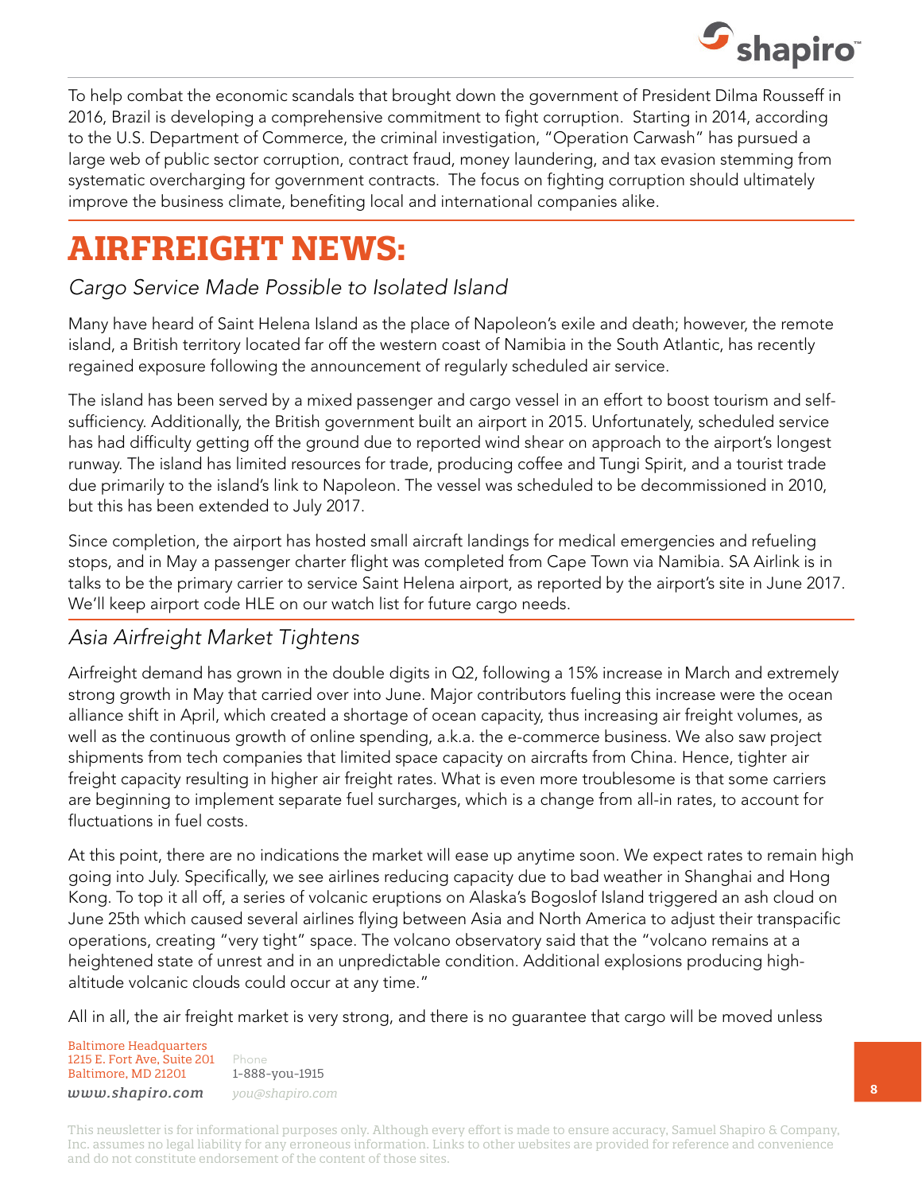To help combat the economic scandals that brought down the government of President Dilma Rousseff in 2016, Brazil is developing a comprehensive commitment to fight corruption. Starting in 2014, according to the U.S. Department of Commerce, the criminal investigation, "Operation Carwash" has pursued a large web of public sector corruption, contract fraud, money laundering, and tax evasion stemming from systematic overcharging for government contracts. The focus on fighting corruption should ultimately improve the business climate, benefiting local and international companies alike.

# AIRFREIGHT NEWS:

## *Cargo Service Made Possible to Isolated Island*

Many have heard of Saint Helena Island as the place of Napoleon's exile and death; however, the remote island, a British territory located far off the western coast of Namibia in the South Atlantic, has recently regained exposure following the announcement of regularly scheduled air service.

The island has been served by a mixed passenger and cargo vessel in an effort to boost tourism and self-sufficiency. Additionally, the British government built an airport in 2015. Unfortunately, scheduled service has had difficulty getting off the ground due to reported wind shear on approach to the airport's longest runway. The island has limited resources for trade, producing coffee and Tungi Spirit, and a tourist trade due primarily to the island's link to Napoleon. The vessel was scheduled to be decommissioned in 2010, but this has been extended to July 2017.

Since completion, the airport has hosted small aircraft landings for medical emergencies and refueling stops, and in May a passenger charter flight was completed from Cape Town via Namibia. SA Airlink is in talks to be the primary carrier to service Saint Helena airport, as reported by the airport's site in June 2017. We'll keep airport code HLE on our watch list for future cargo needs.

## *Asia Airfreight Market Tightens*

Airfreight demand has grown in the double digits in Q2, following a 15% increase in March and extremely strong growth in May that carried over into June. Major contributors fueling this increase were the ocean alliance shift in April, which created a shortage of ocean capacity, thus increasing air freight volumes, as well as the continuous growth of online spending, a.k.a. the e-commerce business. We also saw project shipments from tech companies that limited space capacity on aircrafts from China. Hence, tighter air freight capacity resulting in higher air freight rates. What is even more troublesome is that some carriers are beginning to implement separate fuel surcharges, which is a change from all-in rates, to account for fluctuations in fuel costs.

At this point, there are no indications the market will ease up anytime soon. We expect rates to remain high going into July. Specifically, we see airlines reducing capacity due to bad weather in Shanghai and Hong Kong. To top it all off, a series of volcanic eruptions on Alaska's Bogoslof Island triggered an ash cloud on June 25th which caused several airlines flying between Asia and North America to adjust their transpacific operations, creating "very tight" space. The volcano observatory said that the "volcano remains at a heightened state of unrest and in an unpredictable condition. Additional explosions producing high-altitude volcanic clouds could occur at any time."

All in all, the air freight market is very strong, and there is no guarantee that cargo will be moved unless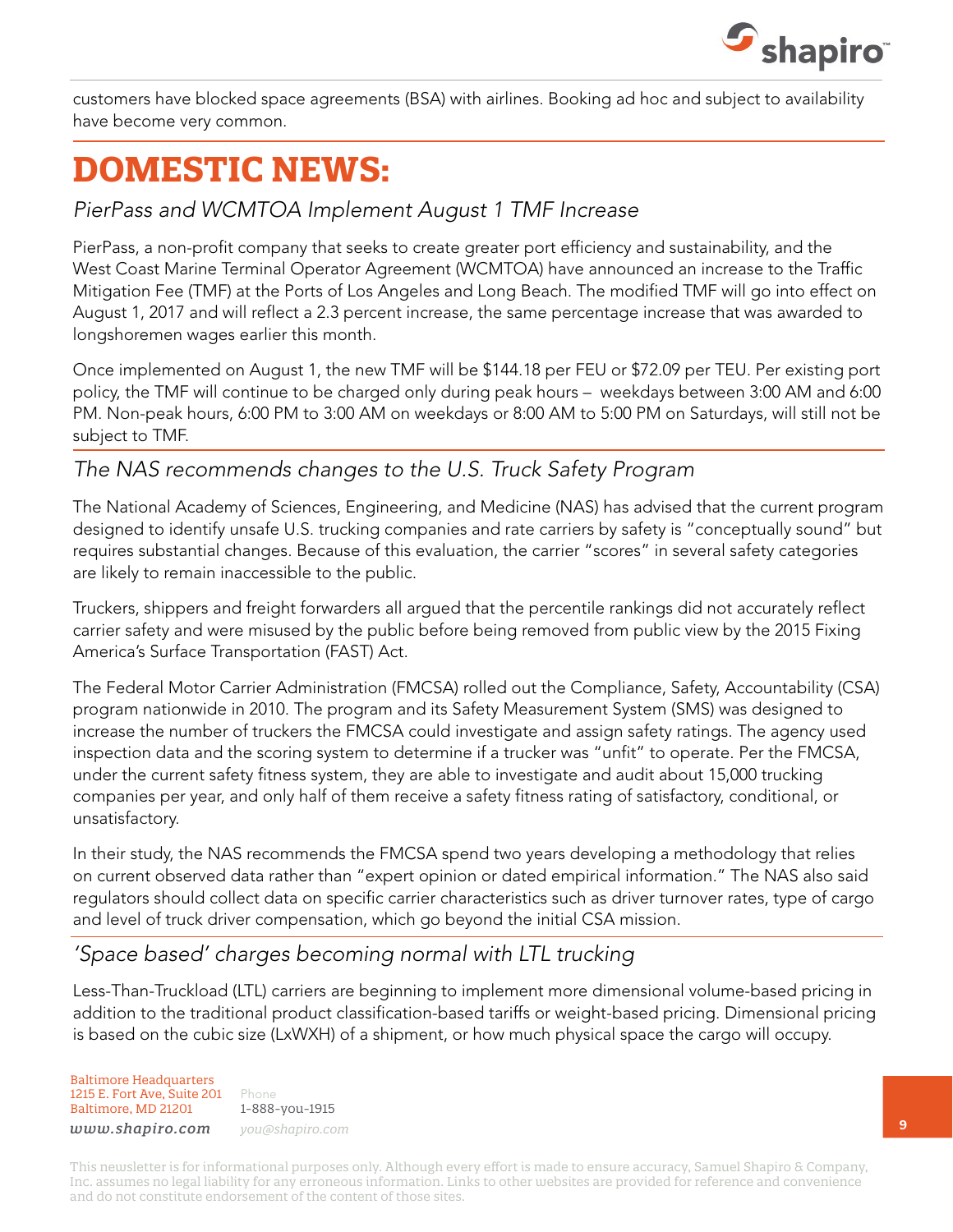customers have blocked space agreements (BSA) with airlines. Booking ad hoc and subject to availability have become very common.

# DOMESTIC NEWS:

## *PierPass and WCMTOA Implement August 1 TMF Increase*

PierPass, a non-profit company that seeks to create greater port efficiency and sustainability, and the West Coast Marine Terminal Operator Agreement (WCMTOA) have announced an increase to the Traffic Mitigation Fee (TMF) at the Ports of Los Angeles and Long Beach. The modified TMF will go into effect on August 1, 2017 and will reflect a 2.3 percent increase, the same percentage increase that was awarded to longshoremen wages earlier this month.

Once implemented on August 1, the new TMF will be $144.18 per FEU or $72.09 per TEU. Per existing port policy, the TMF will continue to be charged only during peak hours – weekdays between 3:00 AM and 6:00 PM. Non-peak hours, 6:00 PM to 3:00 AM on weekdays or 8:00 AM to 5:00 PM on Saturdays, will still not be subject to TMF.

## *The NAS recommends changes to the U.S. Truck Safety Program*

The National Academy of Sciences, Engineering, and Medicine (NAS) has advised that the current program designed to identify unsafe U.S. trucking companies and rate carriers by safety is "conceptually sound" but requires substantial changes. Because of this evaluation, the carrier "scores" in several safety categories are likely to remain inaccessible to the public.

Truckers, shippers and freight forwarders all argued that the percentile rankings did not accurately reflect carrier safety and were misused by the public before being removed from public view by the 2015 Fixing America's Surface Transportation (FAST) Act.

The Federal Motor Carrier Administration (FMCSA) rolled out the Compliance, Safety, Accountability (CSA) program nationwide in 2010. The program and its Safety Measurement System (SMS) was designed to increase the number of truckers the FMCSA could investigate and assign safety ratings. The agency used inspection data and the scoring system to determine if a trucker was "unfit" to operate. Per the FMCSA, under the current safety fitness system, they are able to investigate and audit about 15,000 trucking companies per year, and only half of them receive a safety fitness rating of satisfactory, conditional, or unsatisfactory.

In their study, the NAS recommends the FMCSA spend two years developing a methodology that relies on current observed data rather than "expert opinion or dated empirical information." The NAS also said regulators should collect data on specific carrier characteristics such as driver turnover rates, type of cargo and level of truck driver compensation, which go beyond the initial CSA mission.

## *'Space based' charges becoming normal with LTL trucking*

Less-Than-Truckload (LTL) carriers are beginning to implement more dimensional volume-based pricing in addition to the traditional product classification-based tariffs or weight-based pricing. Dimensional pricing is based on the cubic size (LxWXH) of a shipment, or how much physical space the cargo will occupy.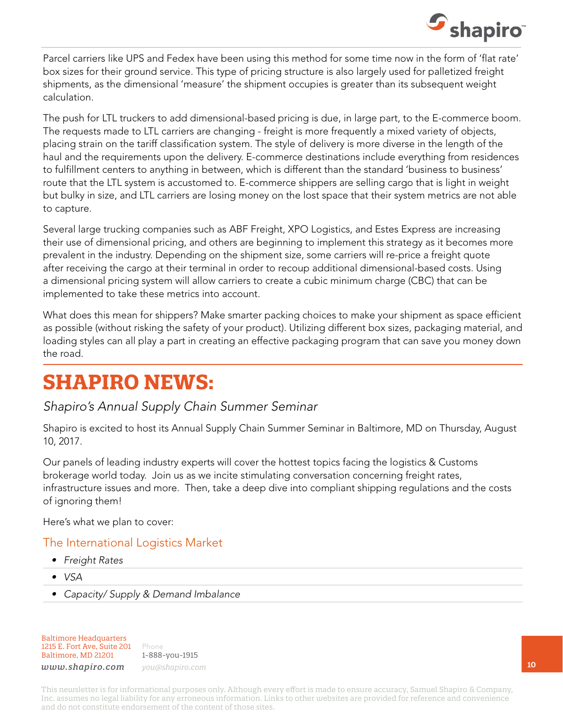Parcel carriers like UPS and Fedex have been using this method for some time now in the form of 'flat rate' box sizes for their ground service. This type of pricing structure is also largely used for palletized freight shipments, as the dimensional 'measure' the shipment occupies is greater than its subsequent weight calculation.

The push for LTL truckers to add dimensional-based pricing is due, in large part, to the E-commerce boom. The requests made to LTL carriers are changing - freight is more frequently a mixed variety of objects, placing strain on the tariff classification system. The style of delivery is more diverse in the length of the haul and the requirements upon the delivery. E-commerce destinations include everything from residences to fulfillment centers to anything in between, which is different than the standard 'business to business' route that the LTL system is accustomed to. E-commerce shippers are selling cargo that is light in weight but bulky in size, and LTL carriers are losing money on the lost space that their system metrics are not able to capture.

Several large trucking companies such as ABF Freight, XPO Logistics, and Estes Express are increasing their use of dimensional pricing, and others are beginning to implement this strategy as it becomes more prevalent in the industry. Depending on the shipment size, some carriers will re-price a freight quote after receiving the cargo at their terminal in order to recoup additional dimensional-based costs. Using a dimensional pricing system will allow carriers to create a cubic minimum charge (CBC) that can be implemented to take these metrics into account.

What does this mean for shippers? Make smarter packing choices to make your shipment as space efficient as possible (without risking the safety of your product). Utilizing different box sizes, packaging material, and loading styles can all play a part in creating an effective packaging program that can save you money down the road.

# SHAPIRO NEWS:

*Shapiro's Annual Supply Chain Summer Seminar*

Shapiro is excited to host its Annual Supply Chain Summer Seminar in Baltimore, MD on Thursday, August 10, 2017.

Our panels of leading industry experts will cover the hottest topics facing the logistics & Customs brokerage world today. Join us as we incite stimulating conversation concerning freight rates, infrastructure issues and more. Then, take a deep dive into compliant shipping regulations and the costs of ignoring them!

Here's what we plan to cover:

### The International Logistics Market

- *Freight Rates*
- *VSA*
- *Capacity/ Supply & Demand Imbalance*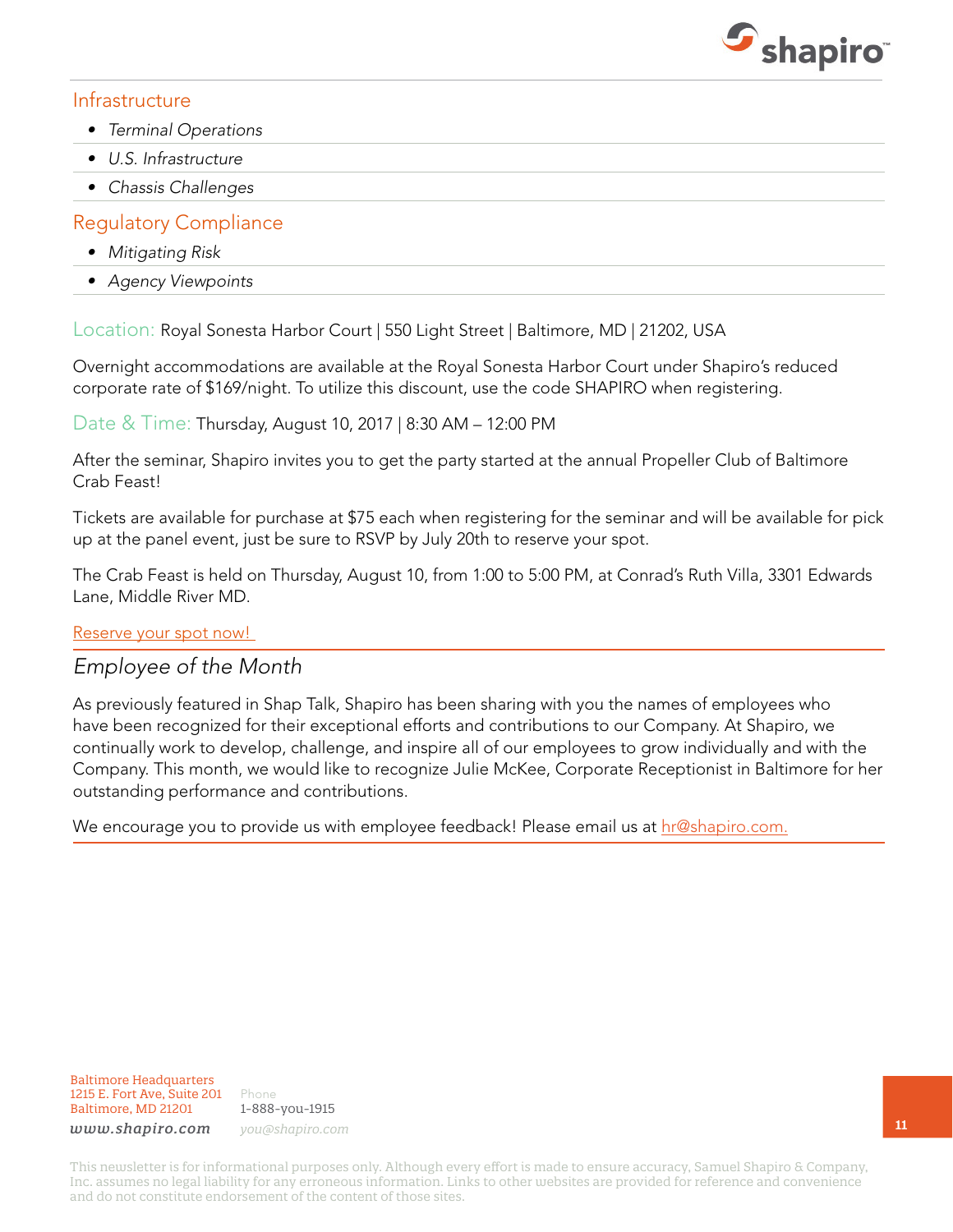## Infrastructure

- *Terminal Operations*
- *U.S. Infrastructure*
- *Chassis Challenges*

## Regulatory Compliance

- *Mitigating Risk*
- *Agency Viewpoints*

Location: Royal Sonesta Harbor Court | 550 Light Street | Baltimore, MD | 21202, USA

Overnight accommodations are available at the Royal Sonesta Harbor Court under Shapiro's reduced corporate rate of $169/night. To utilize this discount, use the code SHAPIRO when registering.

Date & Time: Thursday, August 10, 2017 | 8:30 AM – 12:00 PM

After the seminar, Shapiro invites you to get the party started at the annual Propeller Club of Baltimore Crab Feast!

Tickets are available for purchase at $75 each when registering for the seminar and will be available for pick up at the panel event, just be sure to RSVP by July 20th to reserve your spot.

The Crab Feast is held on Thursday, August 10, from 1:00 to 5:00 PM, at Conrad's Ruth Villa, 3301 Edwards Lane, Middle River MD.

Reserve your spot now!

## *Employee of the Month*

As previously featured in Shap Talk, Shapiro has been sharing with you the names of employees who have been recognized for their exceptional efforts and contributions to our Company. At Shapiro, we continually work to develop, challenge, and inspire all of our employees to grow individually and with the Company. This month, we would like to recognize Julie McKee, Corporate Receptionist in Baltimore for her outstanding performance and contributions.

We encourage you to provide us with employee feedback! Please email us at hr@shapiro.com.

Baltimore Headquarters
1215 E. Fort Ave, Suite 201
Baltimore, MD 21201
www.shapiro.com

Phone
1-888-you-1915
you@shapiro.com

This newsletter is for informational purposes only. Although every effort is made to ensure accuracy, Samuel Shapiro & Company, Inc. assumes no legal liability for any erroneous information. Links to other websites are provided for reference and convenience and do not constitute endorsement of the content of those sites.